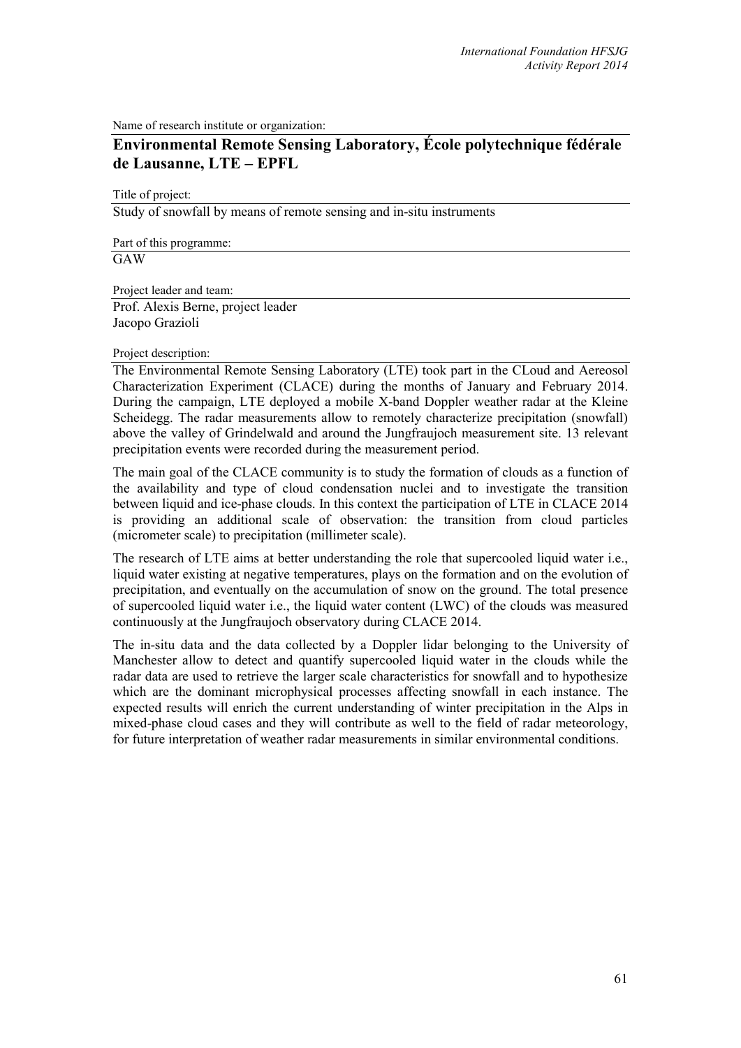Name of research institute or organization:

## Environmental Remote Sensing Laboratory, École polytechnique fédérale de Lausanne, LTE – EPFL

Title of project:

Study of snowfall by means of remote sensing and in-situ instruments

Part of this programme:

GAW

Project leader and team:

Prof. Alexis Berne, project leader
Jacopo Grazioli

Project description:

The Environmental Remote Sensing Laboratory (LTE) took part in the CLoud and Aereosol Characterization Experiment (CLACE) during the months of January and February 2014. During the campaign, LTE deployed a mobile X-band Doppler weather radar at the Kleine Scheidegg. The radar measurements allow to remotely characterize precipitation (snowfall) above the valley of Grindelwald and around the Jungfraujoch measurement site. 13 relevant precipitation events were recorded during the measurement period.

The main goal of the CLACE community is to study the formation of clouds as a function of the availability and type of cloud condensation nuclei and to investigate the transition between liquid and ice-phase clouds. In this context the participation of LTE in CLACE 2014 is providing an additional scale of observation: the transition from cloud particles (micrometer scale) to precipitation (millimeter scale).

The research of LTE aims at better understanding the role that supercooled liquid water i.e., liquid water existing at negative temperatures, plays on the formation and on the evolution of precipitation, and eventually on the accumulation of snow on the ground. The total presence of supercooled liquid water i.e., the liquid water content (LWC) of the clouds was measured continuously at the Jungfraujoch observatory during CLACE 2014.

The in-situ data and the data collected by a Doppler lidar belonging to the University of Manchester allow to detect and quantify supercooled liquid water in the clouds while the radar data are used to retrieve the larger scale characteristics for snowfall and to hypothesize which are the dominant microphysical processes affecting snowfall in each instance. The expected results will enrich the current understanding of winter precipitation in the Alps in mixed-phase cloud cases and they will contribute as well to the field of radar meteorology, for future interpretation of weather radar measurements in similar environmental conditions.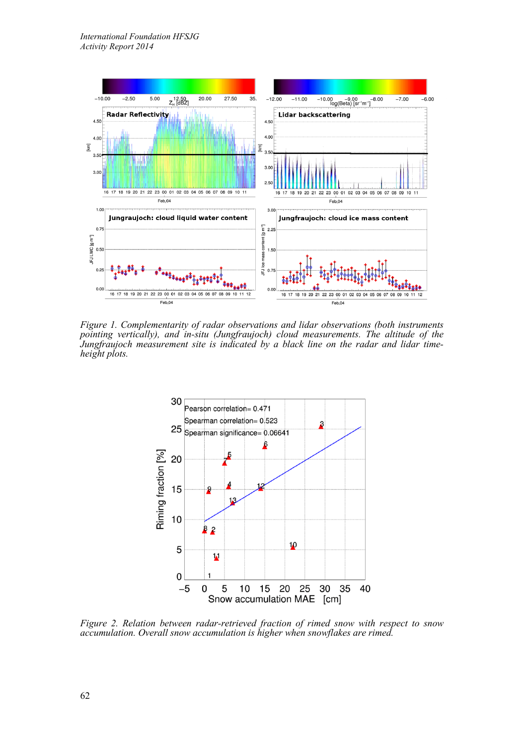*Figure 1. Complementarity of radar observations and lidar observations (both instruments pointing vertically), and in-situ (Jungfraujoch) cloud measurements. The altitude of the Jungfraujoch measurement site is indicated by a black line on the radar and lidar time-height plots.*

*Figure 2. Relation between radar-retrieved fraction of rimed snow with respect to snow accumulation. Overall snow accumulation is higher when snowflakes are rimed.*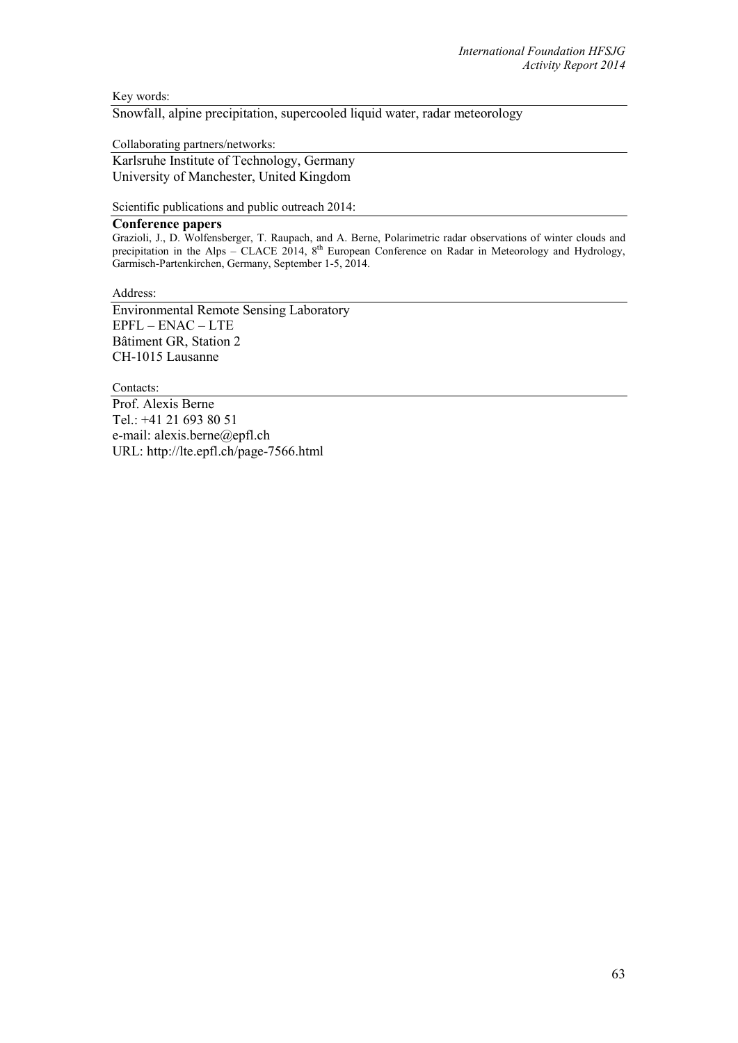Key words:

Snowfall, alpine precipitation, supercooled liquid water, radar meteorology

Collaborating partners/networks:

Karlsruhe Institute of Technology, Germany
University of Manchester, United Kingdom

Scientific publications and public outreach 2014:

**Conference papers**

Grazioli, J., D. Wolfensberger, T. Raupach, and A. Berne, Polarimetric radar observations of winter clouds and precipitation in the Alps – CLACE 2014, 8th European Conference on Radar in Meteorology and Hydrology, Garmisch-Partenkirchen, Germany, September 1-5, 2014.

Address:

Environmental Remote Sensing Laboratory
EPFL – ENAC – LTE
Bâtiment GR, Station 2
CH-1015 Lausanne

Contacts:

Prof. Alexis Berne
Tel.: +41 21 693 80 51
e-mail: alexis.berne@epfl.ch
URL: http://lte.epfl.ch/page-7566.html